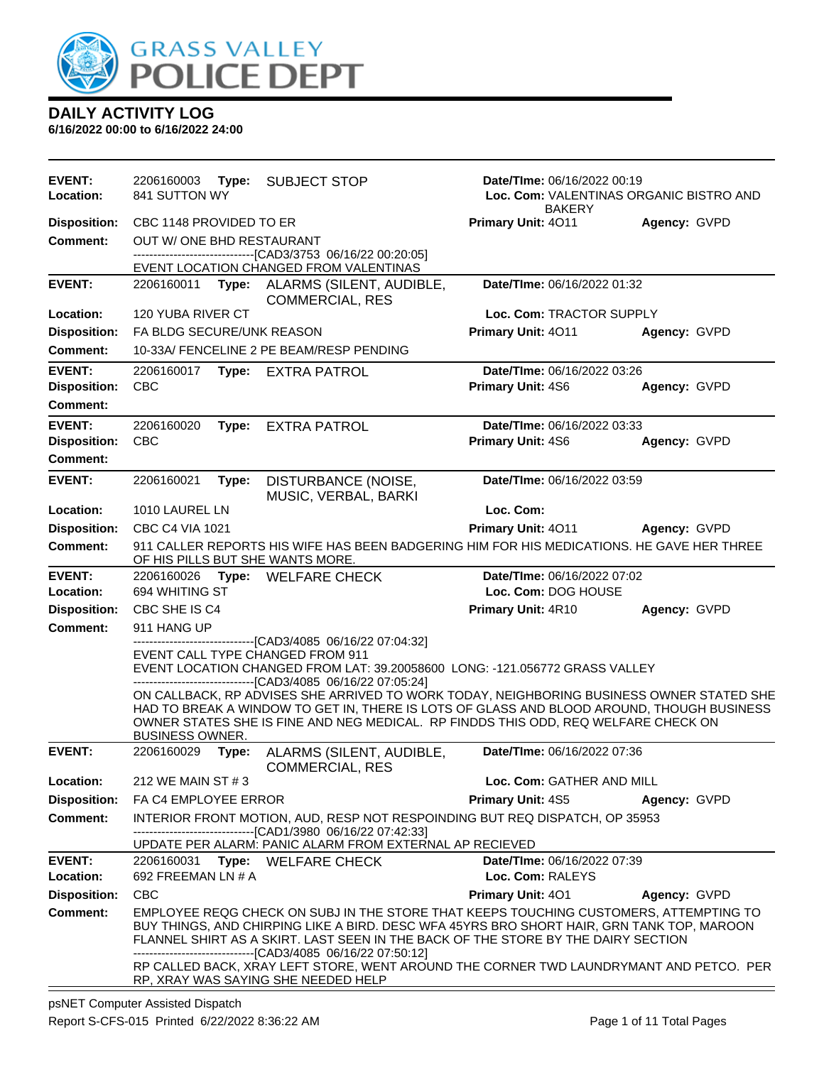# GRASS VALLEY POLICE DEPT

## DAILY ACTIVITY LOG

**6/16/2022 00:00 to 6/16/2022 24:00**

---

**EVENT:** 2206160003 **Type:** SUBJECT STOP **Date/TIme:** 06/16/2022 00:19
**Location:** 841 SUTTON WY **Loc. Com:** VALENTINAS ORGANIC BISTRO AND BAKERY
**Disposition:** CBC 1148 PROVIDED TO ER **Primary Unit:** 4O11 **Agency:** GVPD
**Comment:** OUT W/ ONE BHD RESTAURANT
------------------------------[CAD3/3753 06/16/22 00:20:05]
EVENT LOCATION CHANGED FROM VALENTINAS

---

**EVENT:** 2206160011 **Type:** ALARMS (SILENT, AUDIBLE, COMMERCIAL, RES **Date/TIme:** 06/16/2022 01:32
**Location:** 120 YUBA RIVER CT **Loc. Com:** TRACTOR SUPPLY
**Disposition:** FA BLDG SECURE/UNK REASON **Primary Unit:** 4O11 **Agency:** GVPD
**Comment:** 10-33A/ FENCELINE 2 PE BEAM/RESP PENDING

---

**EVENT:** 2206160017 **Type:** EXTRA PATROL **Date/TIme:** 06/16/2022 03:26
**Disposition:** CBC **Primary Unit:** 4S6 **Agency:** GVPD
**Comment:**

---

**EVENT:** 2206160020 **Type:** EXTRA PATROL **Date/TIme:** 06/16/2022 03:33
**Disposition:** CBC **Primary Unit:** 4S6 **Agency:** GVPD
**Comment:**

---

**EVENT:** 2206160021 **Type:** DISTURBANCE (NOISE, MUSIC, VERBAL, BARKI **Date/TIme:** 06/16/2022 03:59
**Location:** 1010 LAUREL LN **Loc. Com:**
**Disposition:** CBC C4 VIA 1021 **Primary Unit:** 4O11 **Agency:** GVPD
**Comment:** 911 CALLER REPORTS HIS WIFE HAS BEEN BADGERING HIM FOR HIS MEDICATIONS. HE GAVE HER THREE OF HIS PILLS BUT SHE WANTS MORE.

---

**EVENT:** 2206160026 **Type:** WELFARE CHECK **Date/TIme:** 06/16/2022 07:02
**Location:** 694 WHITING ST **Loc. Com:** DOG HOUSE
**Disposition:** CBC SHE IS C4 **Primary Unit:** 4R10 **Agency:** GVPD
**Comment:** 911 HANG UP
------------------------------[CAD3/4085 06/16/22 07:04:32]
EVENT CALL TYPE CHANGED FROM 911
EVENT LOCATION CHANGED FROM LAT: 39.20058600 LONG: -121.056772 GRASS VALLEY
------------------------------[CAD3/4085 06/16/22 07:05:24]
ON CALLBACK, RP ADVISES SHE ARRIVED TO WORK TODAY, NEIGHBORING BUSINESS OWNER STATED SHE HAD TO BREAK A WINDOW TO GET IN, THERE IS LOTS OF GLASS AND BLOOD AROUND, THOUGH BUSINESS OWNER STATES SHE IS FINE AND NEG MEDICAL. RP FINDDS THIS ODD, REQ WELFARE CHECK ON BUSINESS OWNER.

---

**EVENT:** 2206160029 **Type:** ALARMS (SILENT, AUDIBLE, COMMERCIAL, RES **Date/TIme:** 06/16/2022 07:36
**Location:** 212 WE MAIN ST # 3 **Loc. Com:** GATHER AND MILL
**Disposition:** FA C4 EMPLOYEE ERROR **Primary Unit:** 4S5 **Agency:** GVPD
**Comment:** INTERIOR FRONT MOTION, AUD, RESP NOT RESPOINDING BUT REQ DISPATCH, OP 35953
------------------------------[CAD1/3980 06/16/22 07:42:33]
UPDATE PER ALARM: PANIC ALARM FROM EXTERNAL AP RECIEVED

---

**EVENT:** 2206160031 **Type:** WELFARE CHECK **Date/TIme:** 06/16/2022 07:39
**Location:** 692 FREEMAN LN # A **Loc. Com:** RALEYS
**Disposition:** CBC **Primary Unit:** 4O1 **Agency:** GVPD
**Comment:** EMPLOYEE REQG CHECK ON SUBJ IN THE STORE THAT KEEPS TOUCHING CUSTOMERS, ATTEMPTING TO BUY THINGS, AND CHIRPING LIKE A BIRD. DESC WFA 45YRS BRO SHORT HAIR, GRN TANK TOP, MAROON FLANNEL SHIRT AS A SKIRT. LAST SEEN IN THE BACK OF THE STORE BY THE DAIRY SECTION
------------------------------[CAD3/4085 06/16/22 07:50:12]
RP CALLED BACK, XRAY LEFT STORE, WENT AROUND THE CORNER TWD LAUNDRYMANT AND PETCO. PER RP, XRAY WAS SAYING SHE NEEDED HELP

---

psNET Computer Assisted Dispatch
Report S-CFS-015 Printed 6/22/2022 8:36:22 AM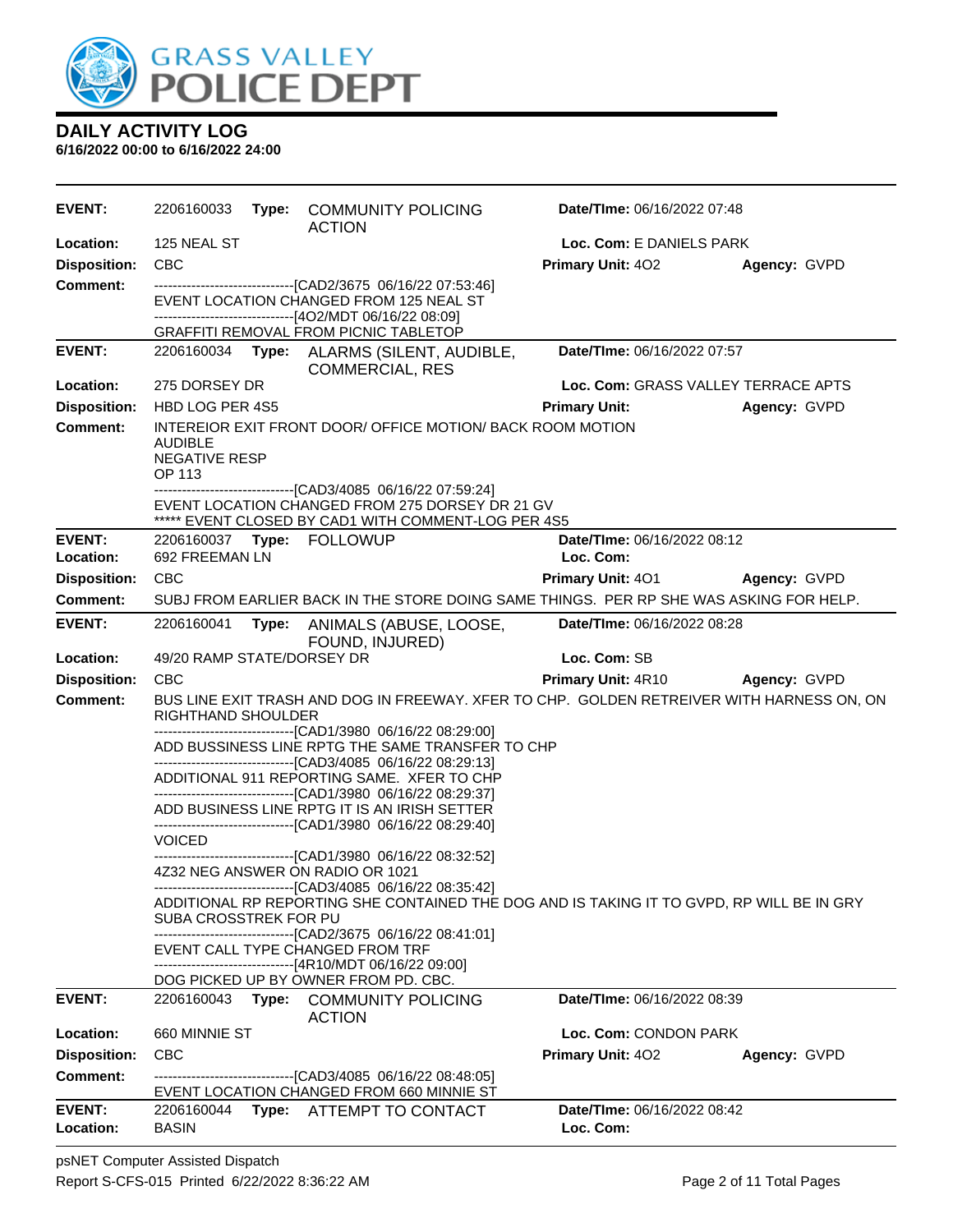# GRASS VALLEY POLICE DEPT

## DAILY ACTIVITY LOG

**6/16/2022 00:00 to 6/16/2022 24:00**

| | | | |
|---|---|---|---|
| **EVENT:** 2206160033 **Type:** COMMUNITY POLICING ACTION | **Date/TIme:** 06/16/2022 07:48 | | |
| **Location:** 125 NEAL ST | **Loc. Com:** E DANIELS PARK | | |
| **Disposition:** CBC | **Primary Unit:** 4O2 | **Agency:** GVPD | |

**Comment:**
------------------------------[CAD2/3675 06/16/22 07:53:46]
EVENT LOCATION CHANGED FROM 125 NEAL ST
------------------------------[4O2/MDT 06/16/22 08:09]
GRAFFITI REMOVAL FROM PICNIC TABLETOP

---

| | | | |
|---|---|---|---|
| **EVENT:** 2206160034 **Type:** ALARMS (SILENT, AUDIBLE, COMMERCIAL, RES | **Date/TIme:** 06/16/2022 07:57 | | |
| **Location:** 275 DORSEY DR | **Loc. Com:** GRASS VALLEY TERRACE APTS | | |
| **Disposition:** HBD LOG PER 4S5 | **Primary Unit:** | **Agency:** GVPD | |

**Comment:**
INTEREIOR EXIT FRONT DOOR/ OFFICE MOTION/ BACK ROOM MOTION
AUDIBLE
NEGATIVE RESP
OP 113
------------------------------[CAD3/4085 06/16/22 07:59:24]
EVENT LOCATION CHANGED FROM 275 DORSEY DR 21 GV
***** EVENT CLOSED BY CAD1 WITH COMMENT-LOG PER 4S5

---

| | | | |
|---|---|---|---|
| **EVENT:** 2206160037 **Type:** FOLLOWUP | **Date/TIme:** 06/16/2022 08:12 | | |
| **Location:** 692 FREEMAN LN | **Loc. Com:** | | |
| **Disposition:** CBC | **Primary Unit:** 4O1 | **Agency:** GVPD | |

**Comment:** SUBJ FROM EARLIER BACK IN THE STORE DOING SAME THINGS. PER RP SHE WAS ASKING FOR HELP.

---

| | | | |
|---|---|---|---|
| **EVENT:** 2206160041 **Type:** ANIMALS (ABUSE, LOOSE, FOUND, INJURED) | **Date/TIme:** 06/16/2022 08:28 | | |
| **Location:** 49/20 RAMP STATE/DORSEY DR | **Loc. Com:** SB | | |
| **Disposition:** CBC | **Primary Unit:** 4R10 | **Agency:** GVPD | |

**Comment:**
BUS LINE EXIT TRASH AND DOG IN FREEWAY. XFER TO CHP. GOLDEN RETREIVER WITH HARNESS ON, ON RIGHTHAND SHOULDER
------------------------------[CAD1/3980 06/16/22 08:29:00]
ADD BUSSINESS LINE RPTG THE SAME TRANSFER TO CHP
------------------------------[CAD3/4085 06/16/22 08:29:13]
ADDITIONAL 911 REPORTING SAME. XFER TO CHP
------------------------------[CAD1/3980 06/16/22 08:29:37]
ADD BUSINESS LINE RPTG IT IS AN IRISH SETTER
------------------------------[CAD1/3980 06/16/22 08:29:40]
VOICED
------------------------------[CAD1/3980 06/16/22 08:32:52]
4Z32 NEG ANSWER ON RADIO OR 1021
------------------------------[CAD3/4085 06/16/22 08:35:42]
ADDITIONAL RP REPORTING SHE CONTAINED THE DOG AND IS TAKING IT TO GVPD, RP WILL BE IN GRY SUBA CROSSTREK FOR PU
------------------------------[CAD2/3675 06/16/22 08:41:01]
EVENT CALL TYPE CHANGED FROM TRF
------------------------------[4R10/MDT 06/16/22 09:00]
DOG PICKED UP BY OWNER FROM PD. CBC.

---

| | | | |
|---|---|---|---|
| **EVENT:** 2206160043 **Type:** COMMUNITY POLICING ACTION | **Date/TIme:** 06/16/2022 08:39 | | |
| **Location:** 660 MINNIE ST | **Loc. Com:** CONDON PARK | | |
| **Disposition:** CBC | **Primary Unit:** 4O2 | **Agency:** GVPD | |

**Comment:**
------------------------------[CAD3/4085 06/16/22 08:48:05]
EVENT LOCATION CHANGED FROM 660 MINNIE ST

---

| | |
|---|---|
| **EVENT:** 2206160044 **Type:** ATTEMPT TO CONTACT | **Date/TIme:** 06/16/2022 08:42 |
| **Location:** BASIN | **Loc. Com:** |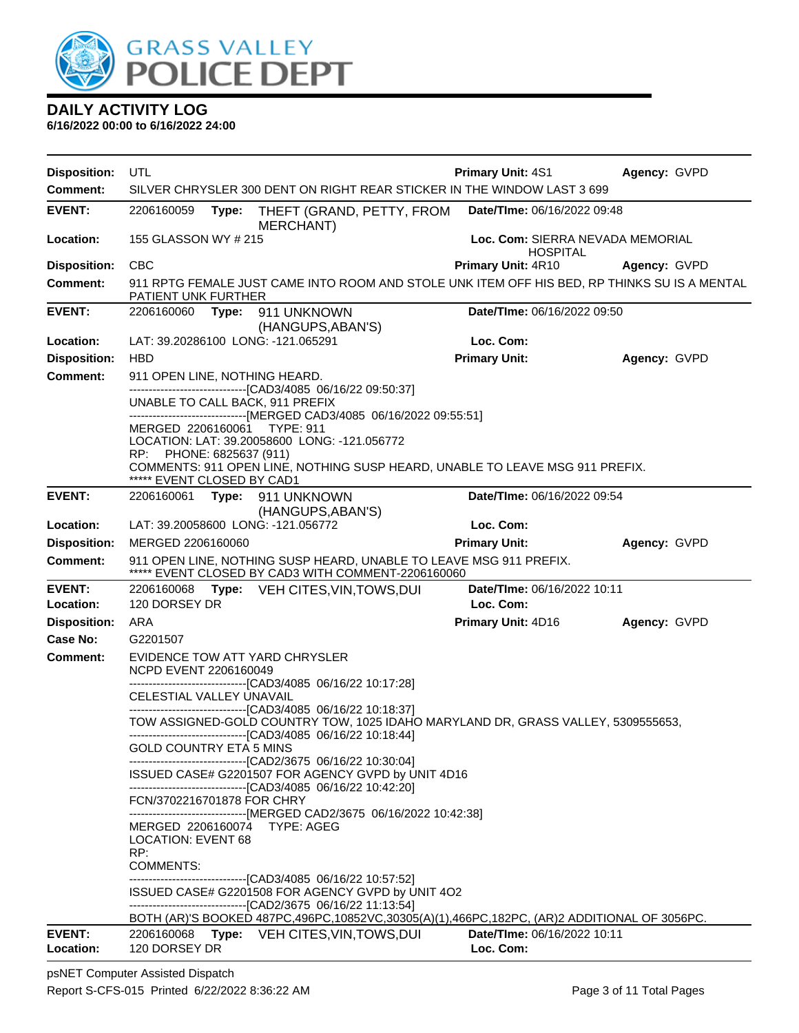# DAILY ACTIVITY LOG

**6/16/2022 00:00 to 6/16/2022 24:00**

**Disposition:** UTL **Primary Unit:** 4S1 **Agency:** GVPD
**Comment:** SILVER CHRYSLER 300 DENT ON RIGHT REAR STICKER IN THE WINDOW LAST 3 699

---

**EVENT:** 2206160059 **Type:** THEFT (GRAND, PETTY, FROM MERCHANT) **Date/TIme:** 06/16/2022 09:48
**Location:** 155 GLASSON WY # 215 **Loc. Com:** SIERRA NEVADA MEMORIAL HOSPITAL
**Disposition:** CBC **Primary Unit:** 4R10 **Agency:** GVPD
**Comment:** 911 RPTG FEMALE JUST CAME INTO ROOM AND STOLE UNK ITEM OFF HIS BED, RP THINKS SU IS A MENTAL PATIENT UNK FURTHER

---

**EVENT:** 2206160060 **Type:** 911 UNKNOWN (HANGUPS,ABAN'S) **Date/TIme:** 06/16/2022 09:50
**Location:** LAT: 39.20286100 LONG: -121.065291 **Loc. Com:**
**Disposition:** HBD **Primary Unit:** **Agency:** GVPD
**Comment:** 911 OPEN LINE, NOTHING HEARD.
------------------------------[CAD3/4085 06/16/22 09:50:37]
UNABLE TO CALL BACK, 911 PREFIX
------------------------------[MERGED CAD3/4085 06/16/2022 09:55:51]
MERGED 2206160061 TYPE: 911
LOCATION: LAT: 39.20058600 LONG: -121.056772
RP: PHONE: 6825637 (911)
COMMENTS: 911 OPEN LINE, NOTHING SUSP HEARD, UNABLE TO LEAVE MSG 911 PREFIX.
***** EVENT CLOSED BY CAD1

---

**EVENT:** 2206160061 **Type:** 911 UNKNOWN (HANGUPS,ABAN'S) **Date/TIme:** 06/16/2022 09:54
**Location:** LAT: 39.20058600 LONG: -121.056772 **Loc. Com:**
**Disposition:** MERGED 2206160060 **Primary Unit:** **Agency:** GVPD
**Comment:** 911 OPEN LINE, NOTHING SUSP HEARD, UNABLE TO LEAVE MSG 911 PREFIX.
***** EVENT CLOSED BY CAD3 WITH COMMENT-2206160060

---

**EVENT:** 2206160068 **Type:** VEH CITES,VIN,TOWS,DUI **Date/TIme:** 06/16/2022 10:11
**Location:** 120 DORSEY DR **Loc. Com:**
**Disposition:** ARA **Primary Unit:** 4D16 **Agency:** GVPD
**Case No:** G2201507
**Comment:** EVIDENCE TOW ATT YARD CHRYSLER
NCPD EVENT 2206160049
------------------------------[CAD3/4085 06/16/22 10:17:28]
CELESTIAL VALLEY UNAVAIL
------------------------------[CAD3/4085 06/16/22 10:18:37]
TOW ASSIGNED-GOLD COUNTRY TOW, 1025 IDAHO MARYLAND DR, GRASS VALLEY, 5309555653,
------------------------------[CAD3/4085 06/16/22 10:18:44]
GOLD COUNTRY ETA 5 MINS
------------------------------[CAD2/3675 06/16/22 10:30:04]
ISSUED CASE# G2201507 FOR AGENCY GVPD by UNIT 4D16
------------------------------[CAD3/4085 06/16/22 10:42:20]
FCN/3702216701878 FOR CHRY
------------------------------[MERGED CAD2/3675 06/16/2022 10:42:38]
MERGED 2206160074 TYPE: AGEG
LOCATION: EVENT 68
RP:
COMMENTS:
------------------------------[CAD3/4085 06/16/22 10:57:52]
ISSUED CASE# G2201508 FOR AGENCY GVPD by UNIT 4O2
------------------------------[CAD2/3675 06/16/22 11:13:54]
BOTH (AR)'S BOOKED 487PC,496PC,10852VC,30305(A)(1),466PC,182PC, (AR)2 ADDITIONAL OF 3056PC.

---

**EVENT:** 2206160068 **Type:** VEH CITES,VIN,TOWS,DUI **Date/TIme:** 06/16/2022 10:11
**Location:** 120 DORSEY DR **Loc. Com:**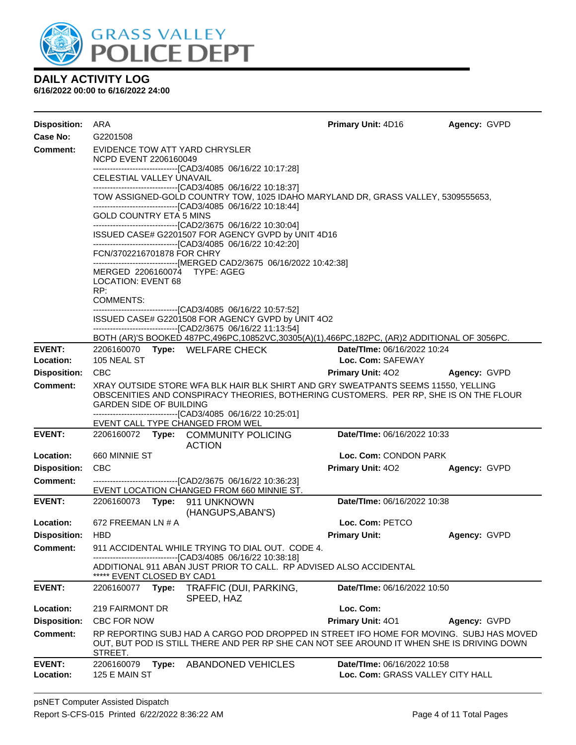## DAILY ACTIVITY LOG
**6/16/2022 00:00 to 6/16/2022 24:00**

**Disposition:** ARA **Primary Unit:** 4D16 **Agency:** GVPD
**Case No:** G2201508
**Comment:**
EVIDENCE TOW ATT YARD CHRYSLER
NCPD EVENT 2206160049
------------------------------[CAD3/4085 06/16/22 10:17:28]
CELESTIAL VALLEY UNAVAIL
------------------------------[CAD3/4085 06/16/22 10:18:37]
TOW ASSIGNED-GOLD COUNTRY TOW, 1025 IDAHO MARYLAND DR, GRASS VALLEY, 5309555653,
------------------------------[CAD3/4085 06/16/22 10:18:44]
GOLD COUNTRY ETA 5 MINS
------------------------------[CAD2/3675 06/16/22 10:30:04]
ISSUED CASE# G2201507 FOR AGENCY GVPD by UNIT 4D16
------------------------------[CAD3/4085 06/16/22 10:42:20]
FCN/3702216701878 FOR CHRY
------------------------------[MERGED CAD2/3675 06/16/2022 10:42:38]
MERGED 2206160074 TYPE: AGEG
LOCATION: EVENT 68
RP:
COMMENTS:
------------------------------[CAD3/4085 06/16/22 10:57:52]
ISSUED CASE# G2201508 FOR AGENCY GVPD by UNIT 4O2
------------------------------[CAD2/3675 06/16/22 11:13:54]
BOTH (AR)'S BOOKED 487PC,496PC,10852VC,30305(A)(1),466PC,182PC, (AR)2 ADDITIONAL OF 3056PC.

---

**EVENT:** 2206160070 **Type:** WELFARE CHECK **Date/TIme:** 06/16/2022 10:24
**Location:** 105 NEAL ST **Loc. Com:** SAFEWAY
**Disposition:** CBC **Primary Unit:** 4O2 **Agency:** GVPD
**Comment:**
XRAY OUTSIDE STORE WFA BLK HAIR BLK SHIRT AND GRY SWEATPANTS SEEMS 11550, YELLING OBSCENITIES AND CONSPIRACY THEORIES, BOTHERING CUSTOMERS. PER RP, SHE IS ON THE FLOUR GARDEN SIDE OF BUILDING
------------------------------[CAD3/4085 06/16/22 10:25:01]
EVENT CALL TYPE CHANGED FROM WEL

---

**EVENT:** 2206160072 **Type:** COMMUNITY POLICING ACTION **Date/TIme:** 06/16/2022 10:33
**Location:** 660 MINNIE ST **Loc. Com:** CONDON PARK
**Disposition:** CBC **Primary Unit:** 4O2 **Agency:** GVPD
**Comment:**
------------------------------[CAD2/3675 06/16/22 10:36:23]
EVENT LOCATION CHANGED FROM 660 MINNIE ST.

---

**EVENT:** 2206160073 **Type:** 911 UNKNOWN (HANGUPS,ABAN'S) **Date/TIme:** 06/16/2022 10:38
**Location:** 672 FREEMAN LN # A **Loc. Com:** PETCO
**Disposition:** HBD **Primary Unit:** **Agency:** GVPD
**Comment:**
911 ACCIDENTAL WHILE TRYING TO DIAL OUT. CODE 4.
------------------------------[CAD3/4085 06/16/22 10:38:18]
ADDITIONAL 911 ABAN JUST PRIOR TO CALL. RP ADVISED ALSO ACCIDENTAL
***** EVENT CLOSED BY CAD1

---

**EVENT:** 2206160077 **Type:** TRAFFIC (DUI, PARKING, SPEED, HAZ **Date/TIme:** 06/16/2022 10:50
**Location:** 219 FAIRMONT DR **Loc. Com:**
**Disposition:** CBC FOR NOW **Primary Unit:** 4O1 **Agency:** GVPD
**Comment:**
RP REPORTING SUBJ HAD A CARGO POD DROPPED IN STREET IFO HOME FOR MOVING. SUBJ HAS MOVED OUT, BUT POD IS STILL THERE AND PER RP SHE CAN NOT SEE AROUND IT WHEN SHE IS DRIVING DOWN STREET.

---

**EVENT:** 2206160079 **Type:** ABANDONED VEHICLES **Date/TIme:** 06/16/2022 10:58
**Location:** 125 E MAIN ST **Loc. Com:** GRASS VALLEY CITY HALL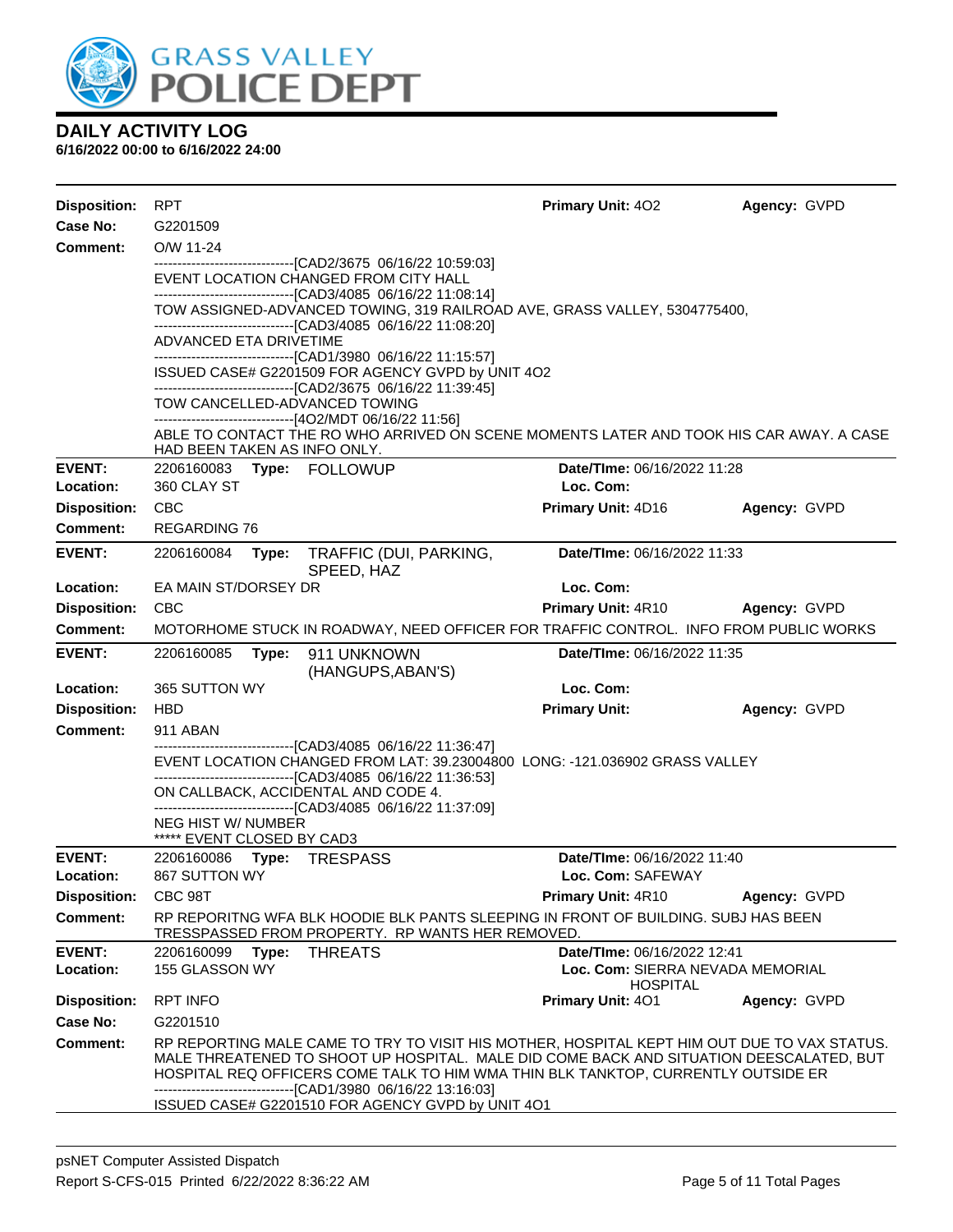# DAILY ACTIVITY LOG

**6/16/2022 00:00 to 6/16/2022 24:00**

**Disposition:** RPT **Primary Unit:** 4O2 **Agency:** GVPD
**Case No:** G2201509
**Comment:** O/W 11-24

------------------------------[CAD2/3675 06/16/22 10:59:03]
EVENT LOCATION CHANGED FROM CITY HALL
------------------------------[CAD3/4085 06/16/22 11:08:14]
TOW ASSIGNED-ADVANCED TOWING, 319 RAILROAD AVE, GRASS VALLEY, 5304775400,
------------------------------[CAD3/4085 06/16/22 11:08:20]
ADVANCED ETA DRIVETIME
------------------------------[CAD1/3980 06/16/22 11:15:57]
ISSUED CASE# G2201509 FOR AGENCY GVPD by UNIT 4O2
------------------------------[CAD2/3675 06/16/22 11:39:45]
TOW CANCELLED-ADVANCED TOWING
------------------------------[4O2/MDT 06/16/22 11:56]
ABLE TO CONTACT THE RO WHO ARRIVED ON SCENE MOMENTS LATER AND TOOK HIS CAR AWAY. A CASE HAD BEEN TAKEN AS INFO ONLY.

---

**EVENT:** 2206160083 **Type:** FOLLOWUP **Date/TIme:** 06/16/2022 11:28
**Location:** 360 CLAY ST **Loc. Com:**
**Disposition:** CBC **Primary Unit:** 4D16 **Agency:** GVPD
**Comment:** REGARDING 76

---

**EVENT:** 2206160084 **Type:** TRAFFIC (DUI, PARKING, SPEED, HAZ **Date/TIme:** 06/16/2022 11:33
**Location:** EA MAIN ST/DORSEY DR **Loc. Com:**
**Disposition:** CBC **Primary Unit:** 4R10 **Agency:** GVPD
**Comment:** MOTORHOME STUCK IN ROADWAY, NEED OFFICER FOR TRAFFIC CONTROL. INFO FROM PUBLIC WORKS

---

**EVENT:** 2206160085 **Type:** 911 UNKNOWN (HANGUPS,ABAN'S) **Date/TIme:** 06/16/2022 11:35
**Location:** 365 SUTTON WY **Loc. Com:**
**Disposition:** HBD **Primary Unit:** **Agency:** GVPD
**Comment:** 911 ABAN

------------------------------[CAD3/4085 06/16/22 11:36:47]
EVENT LOCATION CHANGED FROM LAT: 39.23004800 LONG: -121.036902 GRASS VALLEY
------------------------------[CAD3/4085 06/16/22 11:36:53]
ON CALLBACK, ACCIDENTAL AND CODE 4.
------------------------------[CAD3/4085 06/16/22 11:37:09]
NEG HIST W/ NUMBER
***** EVENT CLOSED BY CAD3

---

**EVENT:** 2206160086 **Type:** TRESPASS **Date/TIme:** 06/16/2022 11:40
**Location:** 867 SUTTON WY **Loc. Com:** SAFEWAY
**Disposition:** CBC 98T **Primary Unit:** 4R10 **Agency:** GVPD
**Comment:** RP REPORITNG WFA BLK HOODIE BLK PANTS SLEEPING IN FRONT OF BUILDING. SUBJ HAS BEEN TRESSPASSED FROM PROPERTY. RP WANTS HER REMOVED.

---

**EVENT:** 2206160099 **Type:** THREATS **Date/TIme:** 06/16/2022 12:41
**Location:** 155 GLASSON WY **Loc. Com:** SIERRA NEVADA MEMORIAL HOSPITAL
**Disposition:** RPT INFO **Primary Unit:** 4O1 **Agency:** GVPD
**Case No:** G2201510
**Comment:** RP REPORTING MALE CAME TO TRY TO VISIT HIS MOTHER, HOSPITAL KEPT HIM OUT DUE TO VAX STATUS. MALE THREATENED TO SHOOT UP HOSPITAL. MALE DID COME BACK AND SITUATION DEESCALATED, BUT HOSPITAL REQ OFFICERS COME TALK TO HIM WMA THIN BLK TANKTOP, CURRENTLY OUTSIDE ER

------------------------------[CAD1/3980 06/16/22 13:16:03]
ISSUED CASE# G2201510 FOR AGENCY GVPD by UNIT 4O1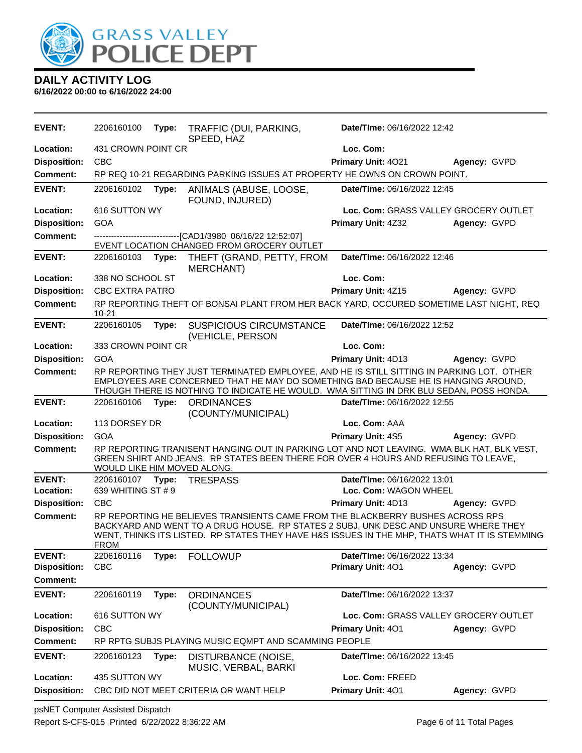# GRASS VALLEY POLICE DEPT

## DAILY ACTIVITY LOG

**6/16/2022 00:00 to 6/16/2022 24:00**

---

**EVENT:** 2206160100 **Type:** TRAFFIC (DUI, PARKING, SPEED, HAZ **Date/TIme:** 06/16/2022 12:42
**Location:** 431 CROWN POINT CR **Loc. Com:**
**Disposition:** CBC **Primary Unit:** 4O21 **Agency:** GVPD
**Comment:** RP REQ 10-21 REGARDING PARKING ISSUES AT PROPERTY HE OWNS ON CROWN POINT.

---

**EVENT:** 2206160102 **Type:** ANIMALS (ABUSE, LOOSE, FOUND, INJURED) **Date/TIme:** 06/16/2022 12:45
**Location:** 616 SUTTON WY **Loc. Com:** GRASS VALLEY GROCERY OUTLET
**Disposition:** GOA **Primary Unit:** 4Z32 **Agency:** GVPD
**Comment:** -------------------------------[CAD1/3980 06/16/22 12:52:07]
EVENT LOCATION CHANGED FROM GROCERY OUTLET

---

**EVENT:** 2206160103 **Type:** THEFT (GRAND, PETTY, FROM MERCHANT) **Date/TIme:** 06/16/2022 12:46
**Location:** 338 NO SCHOOL ST **Loc. Com:**
**Disposition:** CBC EXTRA PATRO **Primary Unit:** 4Z15 **Agency:** GVPD
**Comment:** RP REPORTING THEFT OF BONSAI PLANT FROM HER BACK YARD, OCCURED SOMETIME LAST NIGHT, REQ 10-21

---

**EVENT:** 2206160105 **Type:** SUSPICIOUS CIRCUMSTANCE (VEHICLE, PERSON **Date/TIme:** 06/16/2022 12:52
**Location:** 333 CROWN POINT CR **Loc. Com:**
**Disposition:** GOA **Primary Unit:** 4D13 **Agency:** GVPD
**Comment:** RP REPORTING THEY JUST TERMINATED EMPLOYEE, AND HE IS STILL SITTING IN PARKING LOT. OTHER EMPLOYEES ARE CONCERNED THAT HE MAY DO SOMETHING BAD BECAUSE HE IS HANGING AROUND, THOUGH THERE IS NOTHING TO INDICATE HE WOULD. WMA SITTING IN DRK BLU SEDAN, POSS HONDA.

---

**EVENT:** 2206160106 **Type:** ORDINANCES (COUNTY/MUNICIPAL) **Date/TIme:** 06/16/2022 12:55
**Location:** 113 DORSEY DR **Loc. Com:** AAA
**Disposition:** GOA **Primary Unit:** 4S5 **Agency:** GVPD
**Comment:** RP REPORTING TRANISENT HANGING OUT IN PARKING LOT AND NOT LEAVING. WMA BLK HAT, BLK VEST, GREEN SHIRT AND JEANS. RP STATES BEEN THERE FOR OVER 4 HOURS AND REFUSING TO LEAVE, WOULD LIKE HIM MOVED ALONG.

---

**EVENT:** 2206160107 **Type:** TRESPASS **Date/TIme:** 06/16/2022 13:01
**Location:** 639 WHITING ST # 9 **Loc. Com:** WAGON WHEEL
**Disposition:** CBC **Primary Unit:** 4D13 **Agency:** GVPD
**Comment:** RP REPORTING HE BELIEVES TRANSIENTS CAME FROM THE BLACKBERRY BUSHES ACROSS RPS BACKYARD AND WENT TO A DRUG HOUSE. RP STATES 2 SUBJ, UNK DESC AND UNSURE WHERE THEY WENT, THINKS ITS LISTED. RP STATES THEY HAVE H&S ISSUES IN THE MHP, THATS WHAT IT IS STEMMING FROM

---

**EVENT:** 2206160116 **Type:** FOLLOWUP **Date/TIme:** 06/16/2022 13:34
**Disposition:** CBC **Primary Unit:** 4O1 **Agency:** GVPD
**Comment:**

---

**EVENT:** 2206160119 **Type:** ORDINANCES (COUNTY/MUNICIPAL) **Date/TIme:** 06/16/2022 13:37
**Location:** 616 SUTTON WY **Loc. Com:** GRASS VALLEY GROCERY OUTLET
**Disposition:** CBC **Primary Unit:** 4O1 **Agency:** GVPD
**Comment:** RP RPTG SUBJS PLAYING MUSIC EQMPT AND SCAMMING PEOPLE

---

**EVENT:** 2206160123 **Type:** DISTURBANCE (NOISE, MUSIC, VERBAL, BARKI **Date/TIme:** 06/16/2022 13:45
**Location:** 435 SUTTON WY **Loc. Com:** FREED
**Disposition:** CBC DID NOT MEET CRITERIA OR WANT HELP **Primary Unit:** 4O1 **Agency:** GVPD

---

psNET Computer Assisted Dispatch
Report S-CFS-015 Printed 6/22/2022 8:36:22 AM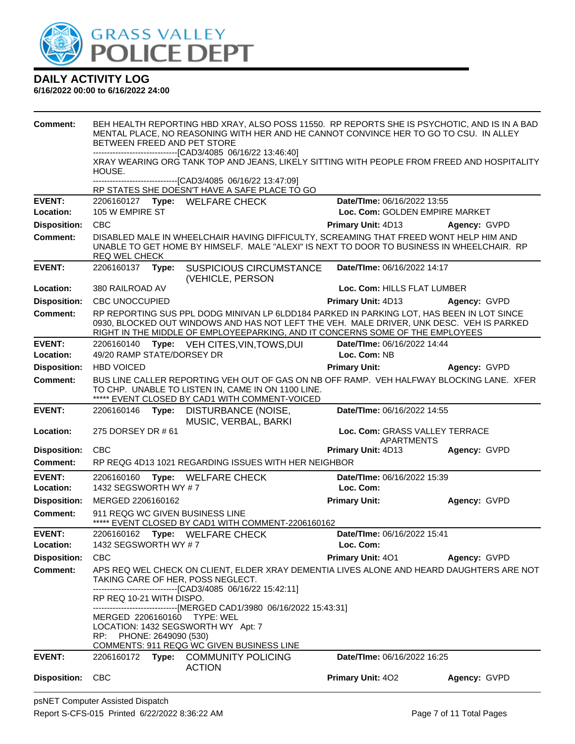# GRASS VALLEY POLICE DEPT

## DAILY ACTIVITY LOG

**6/16/2022 00:00 to 6/16/2022 24:00**

**Comment:** BEH HEALTH REPORTING HBD XRAY, ALSO POSS 11550. RP REPORTS SHE IS PSYCHOTIC, AND IS IN A BAD MENTAL PLACE, NO REASONING WITH HER AND HE CANNOT CONVINCE HER TO GO TO CSU. IN ALLEY BETWEEN FREED AND PET STORE
------------------------------[CAD3/4085 06/16/22 13:46:40]
XRAY WEARING ORG TANK TOP AND JEANS, LIKELY SITTING WITH PEOPLE FROM FREED AND HOSPITALITY HOUSE.
------------------------------[CAD3/4085 06/16/22 13:47:09]
RP STATES SHE DOESN'T HAVE A SAFE PLACE TO GO

---

**EVENT:** 2206160127 **Type:** WELFARE CHECK **Date/TIme:** 06/16/2022 13:55
**Location:** 105 W EMPIRE ST **Loc. Com:** GOLDEN EMPIRE MARKET
**Disposition:** CBC **Primary Unit:** 4D13 **Agency:** GVPD
**Comment:** DISABLED MALE IN WHEELCHAIR HAVING DIFFICULTY, SCREAMING THAT FREED WONT HELP HIM AND UNABLE TO GET HOME BY HIMSELF. MALE "ALEXI" IS NEXT TO DOOR TO BUSINESS IN WHEELCHAIR. RP REQ WEL CHECK

---

**EVENT:** 2206160137 **Type:** SUSPICIOUS CIRCUMSTANCE (VEHICLE, PERSON **Date/TIme:** 06/16/2022 14:17
**Location:** 380 RAILROAD AV **Loc. Com:** HILLS FLAT LUMBER
**Disposition:** CBC UNOCCUPIED **Primary Unit:** 4D13 **Agency:** GVPD
**Comment:** RP REPORTING SUS PPL DODG MINIVAN LP 6LDD184 PARKED IN PARKING LOT, HAS BEEN IN LOT SINCE 0930, BLOCKED OUT WINDOWS AND HAS NOT LEFT THE VEH. MALE DRIVER, UNK DESC. VEH IS PARKED RIGHT IN THE MIDDLE OF EMPLOYEEPARKING, AND IT CONCERNS SOME OF THE EMPLOYEES

---

**EVENT:** 2206160140 **Type:** VEH CITES,VIN,TOWS,DUI **Date/TIme:** 06/16/2022 14:44
**Location:** 49/20 RAMP STATE/DORSEY DR **Loc. Com:** NB
**Disposition:** HBD VOICED **Primary Unit:** **Agency:** GVPD
**Comment:** BUS LINE CALLER REPORTING VEH OUT OF GAS ON NB OFF RAMP. VEH HALFWAY BLOCKING LANE. XFER TO CHP. UNABLE TO LISTEN IN, CAME IN ON 1100 LINE.
***** EVENT CLOSED BY CAD1 WITH COMMENT-VOICED

---

**EVENT:** 2206160146 **Type:** DISTURBANCE (NOISE, MUSIC, VERBAL, BARKI **Date/TIme:** 06/16/2022 14:55
**Location:** 275 DORSEY DR # 61 **Loc. Com:** GRASS VALLEY TERRACE APARTMENTS
**Disposition:** CBC **Primary Unit:** 4D13 **Agency:** GVPD
**Comment:** RP REQG 4D13 1021 REGARDING ISSUES WITH HER NEIGHBOR

---

**EVENT:** 2206160160 **Type:** WELFARE CHECK **Date/TIme:** 06/16/2022 15:39
**Location:** 1432 SEGSWORTH WY # 7 **Loc. Com:**
**Disposition:** MERGED 2206160162 **Primary Unit:** **Agency:** GVPD
**Comment:** 911 REQG WC GIVEN BUSINESS LINE
***** EVENT CLOSED BY CAD1 WITH COMMENT-2206160162

---

**EVENT:** 2206160162 **Type:** WELFARE CHECK **Date/TIme:** 06/16/2022 15:41
**Location:** 1432 SEGSWORTH WY # 7 **Loc. Com:**
**Disposition:** CBC **Primary Unit:** 4O1 **Agency:** GVPD
**Comment:** APS REQ WEL CHECK ON CLIENT, ELDER XRAY DEMENTIA LIVES ALONE AND HEARD DAUGHTERS ARE NOT TAKING CARE OF HER, POSS NEGLECT.
------------------------------[CAD3/4085 06/16/22 15:42:11]
RP REQ 10-21 WITH DISPO.
------------------------------[MERGED CAD1/3980 06/16/2022 15:43:31]
MERGED 2206160160 TYPE: WEL
LOCATION: 1432 SEGSWORTH WY Apt: 7
RP: PHONE: 2649090 (530)
COMMENTS: 911 REQG WC GIVEN BUSINESS LINE

---

**EVENT:** 2206160172 **Type:** COMMUNITY POLICING ACTION **Date/TIme:** 06/16/2022 16:25
**Disposition:** CBC **Primary Unit:** 4O2 **Agency:** GVPD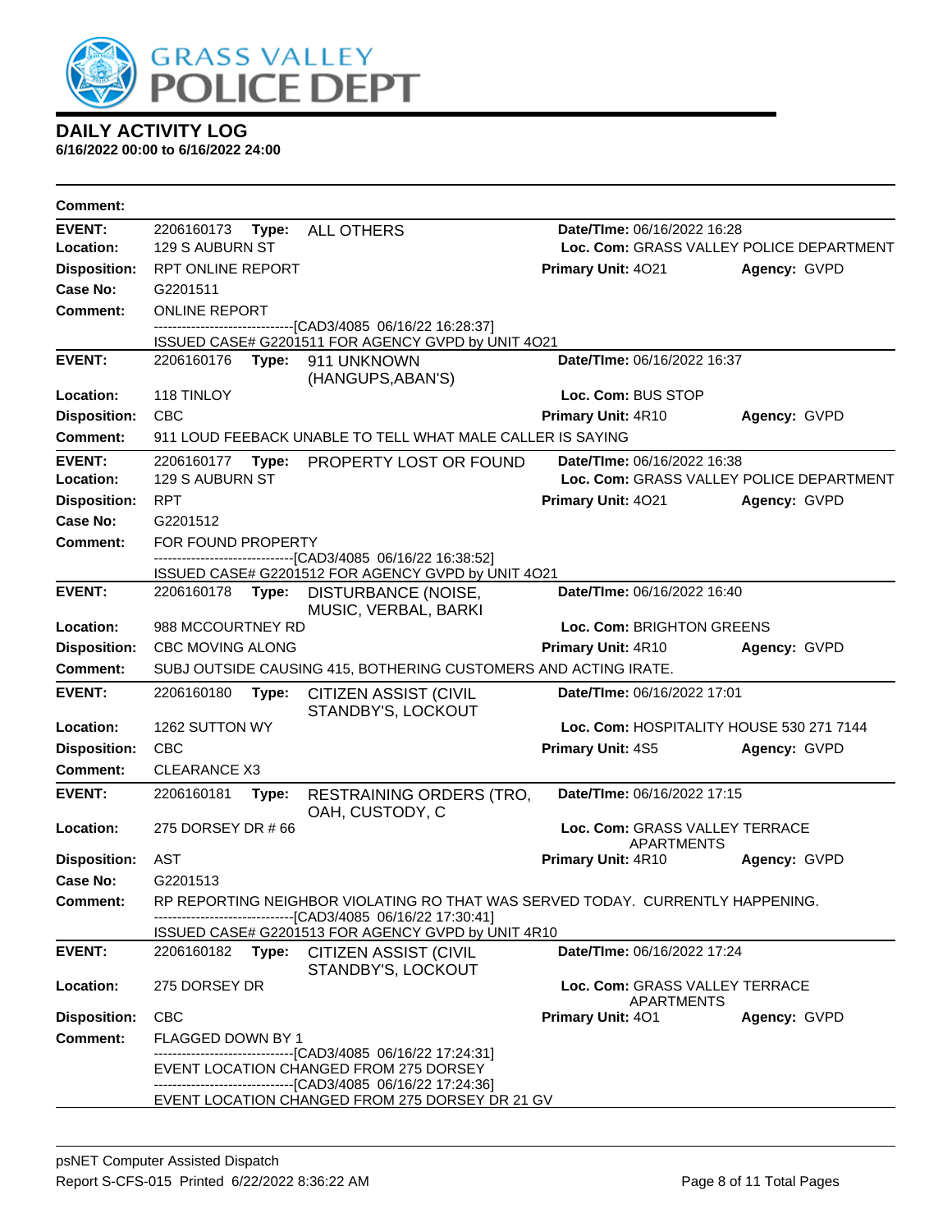# DAILY ACTIVITY LOG

**6/16/2022 00:00 to 6/16/2022 24:00**

**Comment:**

---

**EVENT:** 2206160173 **Type:** ALL OTHERS **Date/TIme:** 06/16/2022 16:28
**Location:** 129 S AUBURN ST **Loc. Com:** GRASS VALLEY POLICE DEPARTMENT
**Disposition:** RPT ONLINE REPORT **Primary Unit:** 4O21 **Agency:** GVPD
**Case No:** G2201511
**Comment:** ONLINE REPORT
------------------------------[CAD3/4085 06/16/22 16:28:37]
ISSUED CASE# G2201511 FOR AGENCY GVPD by UNIT 4O21

---

**EVENT:** 2206160176 **Type:** 911 UNKNOWN (HANGUPS,ABAN'S) **Date/TIme:** 06/16/2022 16:37
**Location:** 118 TINLOY **Loc. Com:** BUS STOP
**Disposition:** CBC **Primary Unit:** 4R10 **Agency:** GVPD
**Comment:** 911 LOUD FEEBACK UNABLE TO TELL WHAT MALE CALLER IS SAYING

---

**EVENT:** 2206160177 **Type:** PROPERTY LOST OR FOUND **Date/TIme:** 06/16/2022 16:38
**Location:** 129 S AUBURN ST **Loc. Com:** GRASS VALLEY POLICE DEPARTMENT
**Disposition:** RPT **Primary Unit:** 4O21 **Agency:** GVPD
**Case No:** G2201512
**Comment:** FOR FOUND PROPERTY
------------------------------[CAD3/4085 06/16/22 16:38:52]
ISSUED CASE# G2201512 FOR AGENCY GVPD by UNIT 4O21

---

**EVENT:** 2206160178 **Type:** DISTURBANCE (NOISE, MUSIC, VERBAL, BARKI **Date/TIme:** 06/16/2022 16:40
**Location:** 988 MCCOURTNEY RD **Loc. Com:** BRIGHTON GREENS
**Disposition:** CBC MOVING ALONG **Primary Unit:** 4R10 **Agency:** GVPD
**Comment:** SUBJ OUTSIDE CAUSING 415, BOTHERING CUSTOMERS AND ACTING IRATE.

---

**EVENT:** 2206160180 **Type:** CITIZEN ASSIST (CIVIL STANDBY'S, LOCKOUT **Date/TIme:** 06/16/2022 17:01
**Location:** 1262 SUTTON WY **Loc. Com:** HOSPITALITY HOUSE 530 271 7144
**Disposition:** CBC **Primary Unit:** 4S5 **Agency:** GVPD
**Comment:** CLEARANCE X3

---

**EVENT:** 2206160181 **Type:** RESTRAINING ORDERS (TRO, OAH, CUSTODY, C **Date/TIme:** 06/16/2022 17:15
**Location:** 275 DORSEY DR # 66 **Loc. Com:** GRASS VALLEY TERRACE APARTMENTS
**Disposition:** AST **Primary Unit:** 4R10 **Agency:** GVPD
**Case No:** G2201513
**Comment:** RP REPORTING NEIGHBOR VIOLATING RO THAT WAS SERVED TODAY. CURRENTLY HAPPENING.
------------------------------[CAD3/4085 06/16/22 17:30:41]
ISSUED CASE# G2201513 FOR AGENCY GVPD by UNIT 4R10

---

**EVENT:** 2206160182 **Type:** CITIZEN ASSIST (CIVIL STANDBY'S, LOCKOUT **Date/TIme:** 06/16/2022 17:24
**Location:** 275 DORSEY DR **Loc. Com:** GRASS VALLEY TERRACE APARTMENTS
**Disposition:** CBC **Primary Unit:** 4O1 **Agency:** GVPD
**Comment:** FLAGGED DOWN BY 1
------------------------------[CAD3/4085 06/16/22 17:24:31]
EVENT LOCATION CHANGED FROM 275 DORSEY
------------------------------[CAD3/4085 06/16/22 17:24:36]
EVENT LOCATION CHANGED FROM 275 DORSEY DR 21 GV

---

psNET Computer Assisted Dispatch
Report S-CFS-015 Printed 6/22/2022 8:36:22 AM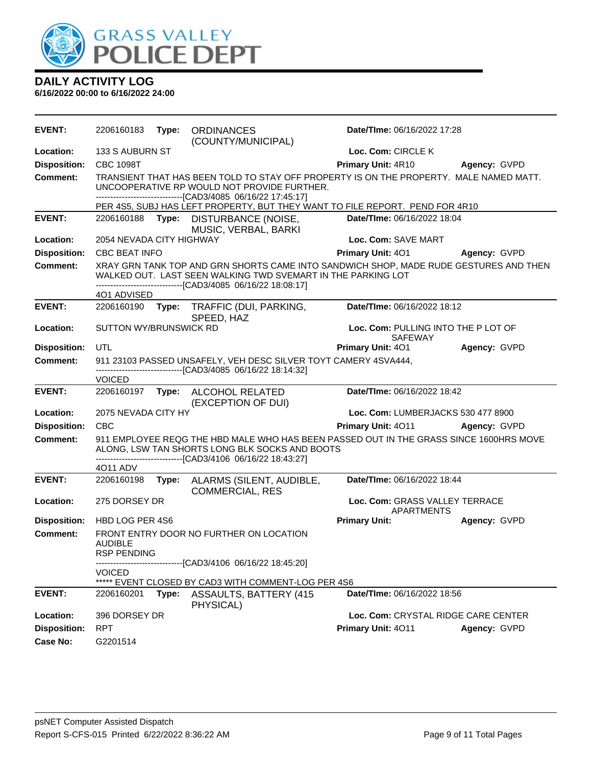# DAILY ACTIVITY LOG

**6/16/2022 00:00 to 6/16/2022 24:00**

| | | | | |
|---|---|---|---|---|
| **EVENT:** | 2206160183 **Type:** ORDINANCES (COUNTY/MUNICIPAL) | **Date/TIme:** 06/16/2022 17:28 | | |
| **Location:** | 133 S AUBURN ST | **Loc. Com:** CIRCLE K | | |
| **Disposition:** | CBC 1098T | **Primary Unit:** 4R10 | **Agency:** GVPD | |
| **Comment:** | TRANSIENT THAT HAS BEEN TOLD TO STAY OFF PROPERTY IS ON THE PROPERTY. MALE NAMED MATT. UNCOOPERATIVE RP WOULD NOT PROVIDE FURTHER.<br>------------------------------[CAD3/4085 06/16/22 17:45:17]<br>PER 4S5, SUBJ HAS LEFT PROPERTY, BUT THEY WANT TO FILE REPORT. PEND FOR 4R10 | | | |
| **EVENT:** | 2206160188 **Type:** DISTURBANCE (NOISE, MUSIC, VERBAL, BARKI | **Date/TIme:** 06/16/2022 18:04 | | |
| **Location:** | 2054 NEVADA CITY HIGHWAY | **Loc. Com:** SAVE MART | | |
| **Disposition:** | CBC BEAT INFO | **Primary Unit:** 4O1 | **Agency:** GVPD | |
| **Comment:** | XRAY GRN TANK TOP AND GRN SHORTS CAME INTO SANDWICH SHOP, MADE RUDE GESTURES AND THEN WALKED OUT. LAST SEEN WALKING TWD SVEMART IN THE PARKING LOT<br>------------------------------[CAD3/4085 06/16/22 18:08:17]<br>4O1 ADVISED | | | |
| **EVENT:** | 2206160190 **Type:** TRAFFIC (DUI, PARKING, SPEED, HAZ | **Date/TIme:** 06/16/2022 18:12 | | |
| **Location:** | SUTTON WY/BRUNSWICK RD | **Loc. Com:** PULLING INTO THE P LOT OF SAFEWAY | | |
| **Disposition:** | UTL | **Primary Unit:** 4O1 | **Agency:** GVPD | |
| **Comment:** | 911 23103 PASSED UNSAFELY, VEH DESC SILVER TOYT CAMERY 4SVA444,<br>------------------------------[CAD3/4085 06/16/22 18:14:32]<br>VOICED | | | |
| **EVENT:** | 2206160197 **Type:** ALCOHOL RELATED (EXCEPTION OF DUI) | **Date/TIme:** 06/16/2022 18:42 | | |
| **Location:** | 2075 NEVADA CITY HY | **Loc. Com:** LUMBERJACKS 530 477 8900 | | |
| **Disposition:** | CBC | **Primary Unit:** 4O11 | **Agency:** GVPD | |
| **Comment:** | 911 EMPLOYEE REQG THE HBD MALE WHO HAS BEEN PASSED OUT IN THE GRASS SINCE 1600HRS MOVE ALONG, LSW TAN SHORTS LONG BLK SOCKS AND BOOTS<br>------------------------------[CAD3/4106 06/16/22 18:43:27]<br>4O11 ADV | | | |
| **EVENT:** | 2206160198 **Type:** ALARMS (SILENT, AUDIBLE, COMMERCIAL, RES | **Date/TIme:** 06/16/2022 18:44 | | |
| **Location:** | 275 DORSEY DR | **Loc. Com:** GRASS VALLEY TERRACE APARTMENTS | | |
| **Disposition:** | HBD LOG PER 4S6 | **Primary Unit:** | **Agency:** GVPD | |
| **Comment:** | FRONT ENTRY DOOR NO FURTHER ON LOCATION<br>AUDIBLE<br>RSP PENDING<br>------------------------------[CAD3/4106 06/16/22 18:45:20]<br>VOICED<br>***** EVENT CLOSED BY CAD3 WITH COMMENT-LOG PER 4S6 | | | |
| **EVENT:** | 2206160201 **Type:** ASSAULTS, BATTERY (415 PHYSICAL) | **Date/TIme:** 06/16/2022 18:56 | | |
| **Location:** | 396 DORSEY DR | **Loc. Com:** CRYSTAL RIDGE CARE CENTER | | |
| **Disposition:** | RPT | **Primary Unit:** 4O11 | **Agency:** GVPD | |
| **Case No:** | G2201514 | | | |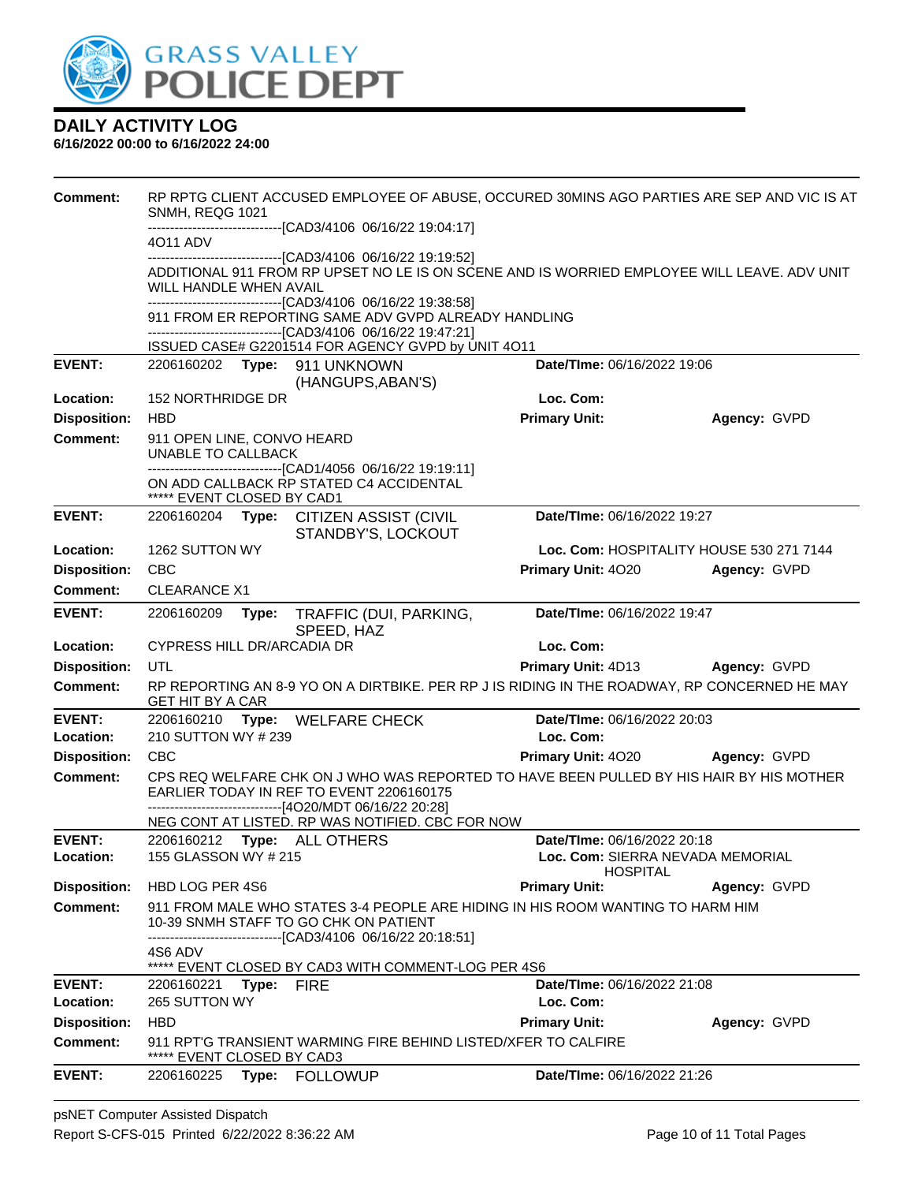# DAILY ACTIVITY LOG

**6/16/2022 00:00 to 6/16/2022 24:00**

**Comment:** RP RPTG CLIENT ACCUSED EMPLOYEE OF ABUSE, OCCURED 30MINS AGO PARTIES ARE SEP AND VIC IS AT SNMH, REQG 1021
------------------------------[CAD3/4106 06/16/22 19:04:17]
4O11 ADV
------------------------------[CAD3/4106 06/16/22 19:19:52]
ADDITIONAL 911 FROM RP UPSET NO LE IS ON SCENE AND IS WORRIED EMPLOYEE WILL LEAVE. ADV UNIT WILL HANDLE WHEN AVAIL
------------------------------[CAD3/4106 06/16/22 19:38:58]
911 FROM ER REPORTING SAME ADV GVPD ALREADY HANDLING
------------------------------[CAD3/4106 06/16/22 19:47:21]
ISSUED CASE# G2201514 FOR AGENCY GVPD by UNIT 4O11

---

**EVENT:** 2206160202 **Type:** 911 UNKNOWN (HANGUPS,ABAN'S) **Date/TIme:** 06/16/2022 19:06
**Location:** 152 NORTHRIDGE DR **Loc. Com:**
**Disposition:** HBD **Primary Unit:** **Agency:** GVPD
**Comment:** 911 OPEN LINE, CONVO HEARD
UNABLE TO CALLBACK
------------------------------[CAD1/4056 06/16/22 19:19:11]
ON ADD CALLBACK RP STATED C4 ACCIDENTAL
***** EVENT CLOSED BY CAD1

---

**EVENT:** 2206160204 **Type:** CITIZEN ASSIST (CIVIL STANDBY'S, LOCKOUT **Date/TIme:** 06/16/2022 19:27
**Location:** 1262 SUTTON WY **Loc. Com:** HOSPITALITY HOUSE 530 271 7144
**Disposition:** CBC **Primary Unit:** 4O20 **Agency:** GVPD
**Comment:** CLEARANCE X1

---

**EVENT:** 2206160209 **Type:** TRAFFIC (DUI, PARKING, SPEED, HAZ **Date/TIme:** 06/16/2022 19:47
**Location:** CYPRESS HILL DR/ARCADIA DR **Loc. Com:**
**Disposition:** UTL **Primary Unit:** 4D13 **Agency:** GVPD
**Comment:** RP REPORTING AN 8-9 YO ON A DIRTBIKE. PER RP J IS RIDING IN THE ROADWAY, RP CONCERNED HE MAY GET HIT BY A CAR

---

**EVENT:** 2206160210 **Type:** WELFARE CHECK **Date/TIme:** 06/16/2022 20:03
**Location:** 210 SUTTON WY # 239 **Loc. Com:**
**Disposition:** CBC **Primary Unit:** 4O20 **Agency:** GVPD
**Comment:** CPS REQ WELFARE CHK ON J WHO WAS REPORTED TO HAVE BEEN PULLED BY HIS HAIR BY HIS MOTHER EARLIER TODAY IN REF TO EVENT 2206160175
------------------------------[4O20/MDT 06/16/22 20:28]
NEG CONT AT LISTED. RP WAS NOTIFIED. CBC FOR NOW

---

**EVENT:** 2206160212 **Type:** ALL OTHERS **Date/TIme:** 06/16/2022 20:18
**Location:** 155 GLASSON WY # 215 **Loc. Com:** SIERRA NEVADA MEMORIAL HOSPITAL
**Disposition:** HBD LOG PER 4S6 **Primary Unit:** **Agency:** GVPD
**Comment:** 911 FROM MALE WHO STATES 3-4 PEOPLE ARE HIDING IN HIS ROOM WANTING TO HARM HIM
10-39 SNMH STAFF TO GO CHK ON PATIENT
------------------------------[CAD3/4106 06/16/22 20:18:51]
4S6 ADV
***** EVENT CLOSED BY CAD3 WITH COMMENT-LOG PER 4S6

---

**EVENT:** 2206160221 **Type:** FIRE **Date/TIme:** 06/16/2022 21:08
**Location:** 265 SUTTON WY **Loc. Com:**
**Disposition:** HBD **Primary Unit:** **Agency:** GVPD
**Comment:** 911 RPT'G TRANSIENT WARMING FIRE BEHIND LISTED/XFER TO CALFIRE
***** EVENT CLOSED BY CAD3

---

**EVENT:** 2206160225 **Type:** FOLLOWUP **Date/TIme:** 06/16/2022 21:26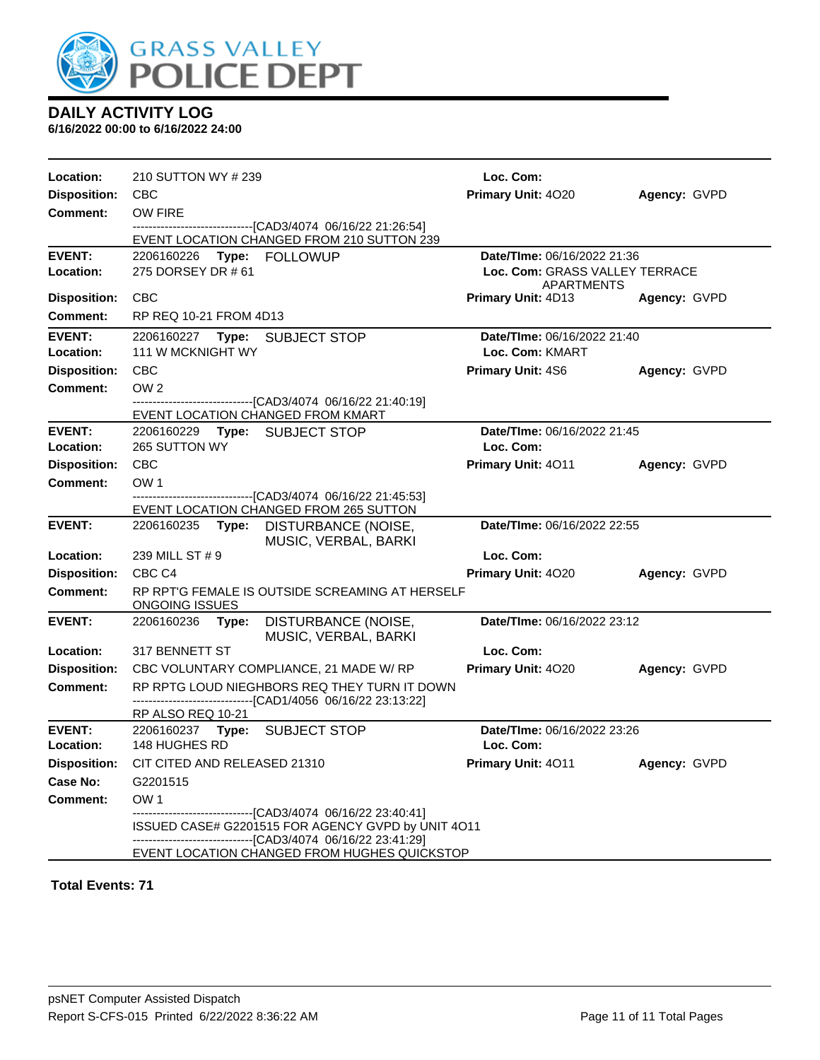# GRASS VALLEY POLICE DEPT

## DAILY ACTIVITY LOG

**6/16/2022 00:00 to 6/16/2022 24:00**

**Location:** 210 SUTTON WY # 239 **Loc. Com:**
**Disposition:** CBC **Primary Unit:** 4O20 **Agency:** GVPD
**Comment:** OW FIRE
------------------------------[CAD3/4074 06/16/22 21:26:54]
EVENT LOCATION CHANGED FROM 210 SUTTON 239

---

**EVENT:** 2206160226 **Type:** FOLLOWUP **Date/TIme:** 06/16/2022 21:36
**Location:** 275 DORSEY DR # 61 **Loc. Com:** GRASS VALLEY TERRACE APARTMENTS
**Disposition:** CBC **Primary Unit:** 4D13 **Agency:** GVPD
**Comment:** RP REQ 10-21 FROM 4D13

---

**EVENT:** 2206160227 **Type:** SUBJECT STOP **Date/TIme:** 06/16/2022 21:40
**Location:** 111 W MCKNIGHT WY **Loc. Com:** KMART
**Disposition:** CBC **Primary Unit:** 4S6 **Agency:** GVPD
**Comment:** OW 2
------------------------------[CAD3/4074 06/16/22 21:40:19]
EVENT LOCATION CHANGED FROM KMART

---

**EVENT:** 2206160229 **Type:** SUBJECT STOP **Date/TIme:** 06/16/2022 21:45
**Location:** 265 SUTTON WY **Loc. Com:**
**Disposition:** CBC **Primary Unit:** 4O11 **Agency:** GVPD
**Comment:** OW 1
------------------------------[CAD3/4074 06/16/22 21:45:53]
EVENT LOCATION CHANGED FROM 265 SUTTON

---

**EVENT:** 2206160235 **Type:** DISTURBANCE (NOISE, MUSIC, VERBAL, BARKI **Date/TIme:** 06/16/2022 22:55
**Location:** 239 MILL ST # 9 **Loc. Com:**
**Disposition:** CBC C4 **Primary Unit:** 4O20 **Agency:** GVPD
**Comment:** RP RPT'G FEMALE IS OUTSIDE SCREAMING AT HERSELF ONGOING ISSUES

---

**EVENT:** 2206160236 **Type:** DISTURBANCE (NOISE, MUSIC, VERBAL, BARKI **Date/TIme:** 06/16/2022 23:12
**Location:** 317 BENNETT ST **Loc. Com:**
**Disposition:** CBC VOLUNTARY COMPLIANCE, 21 MADE W/ RP **Primary Unit:** 4O20 **Agency:** GVPD
**Comment:** RP RPTG LOUD NIEGHBORS REQ THEY TURN IT DOWN
------------------------------[CAD1/4056 06/16/22 23:13:22]
RP ALSO REQ 10-21

---

**EVENT:** 2206160237 **Type:** SUBJECT STOP **Date/TIme:** 06/16/2022 23:26
**Location:** 148 HUGHES RD **Loc. Com:**
**Disposition:** CIT CITED AND RELEASED 21310 **Primary Unit:** 4O11 **Agency:** GVPD
**Case No:** G2201515
**Comment:** OW 1
------------------------------[CAD3/4074 06/16/22 23:40:41]
ISSUED CASE# G2201515 FOR AGENCY GVPD by UNIT 4O11
------------------------------[CAD3/4074 06/16/22 23:41:29]
EVENT LOCATION CHANGED FROM HUGHES QUICKSTOP

---

**Total Events: 71**

psNET Computer Assisted Dispatch
Report S-CFS-015 Printed 6/22/2022 8:36:22 AM